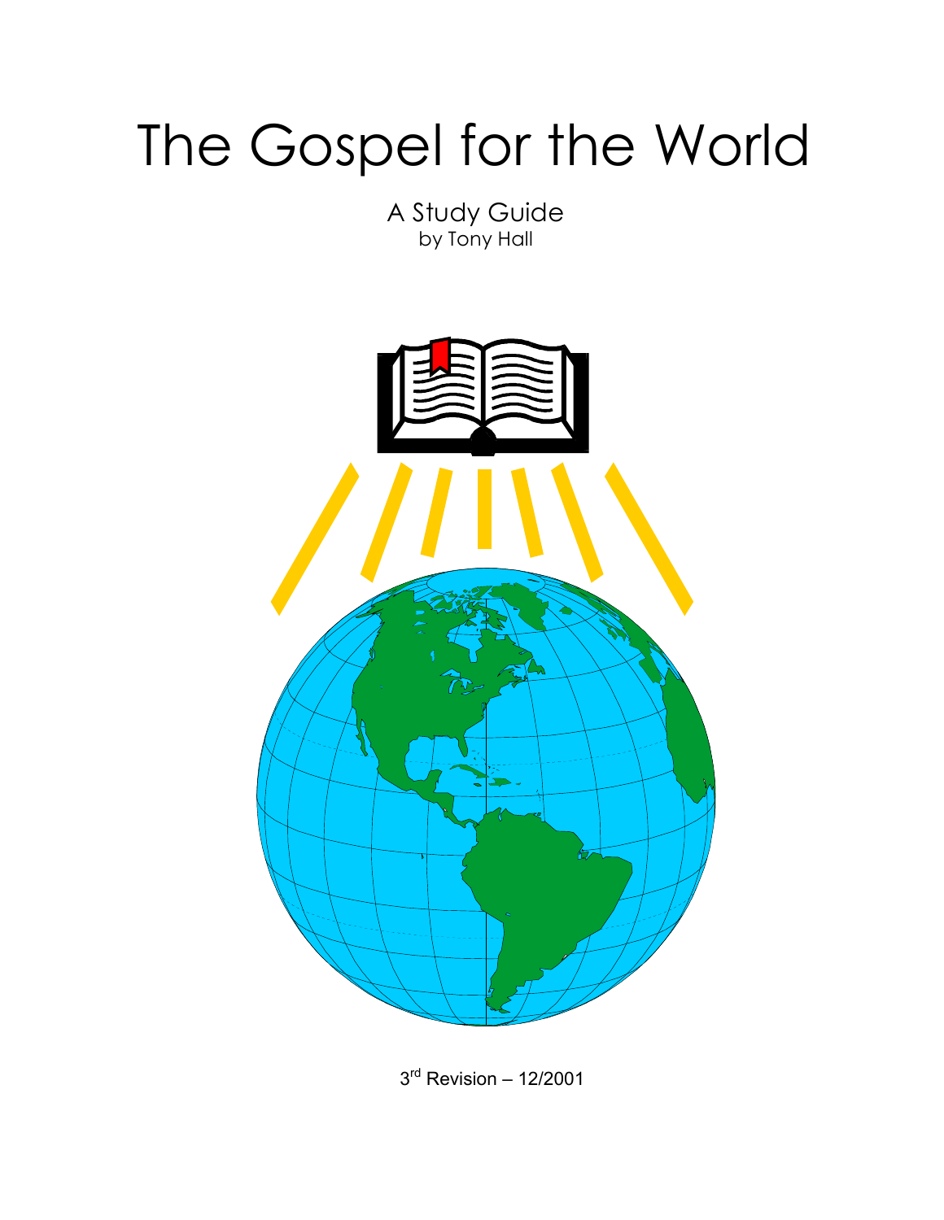# The Gospel for the World

A Study Guide
by Tony Hall

3rd Revision – 12/2001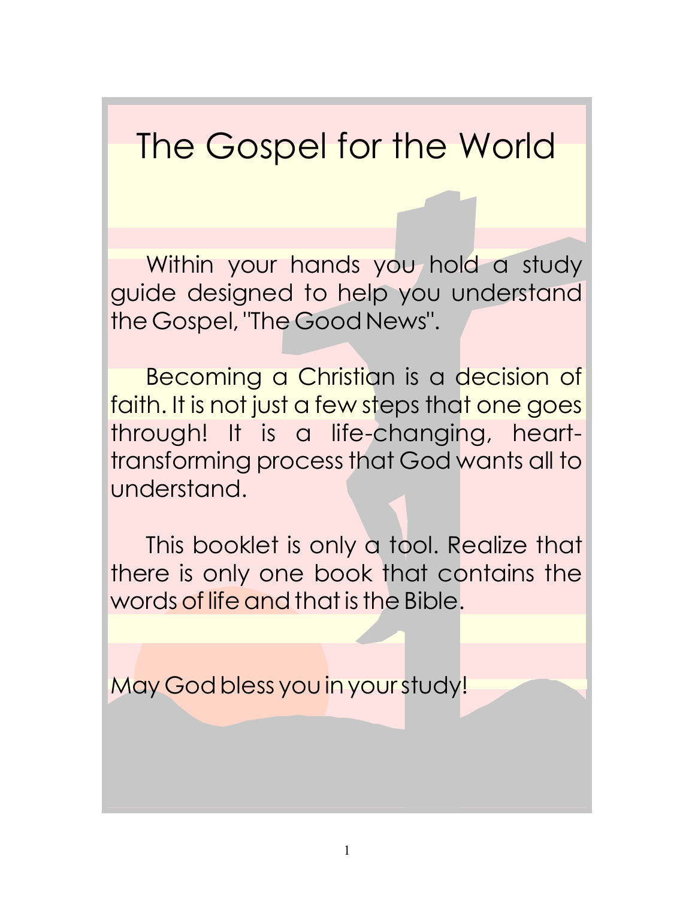# The Gospel for the World

Within your hands you hold a study guide designed to help you understand the Gospel, "The Good News".

Becoming a Christian is a decision of faith. It is not just a few steps that one goes through! It is a life-changing, heart-transforming process that God wants all to understand.

This booklet is only a tool. Realize that there is only one book that contains the words of life and that is the Bible.

May God bless you in your study!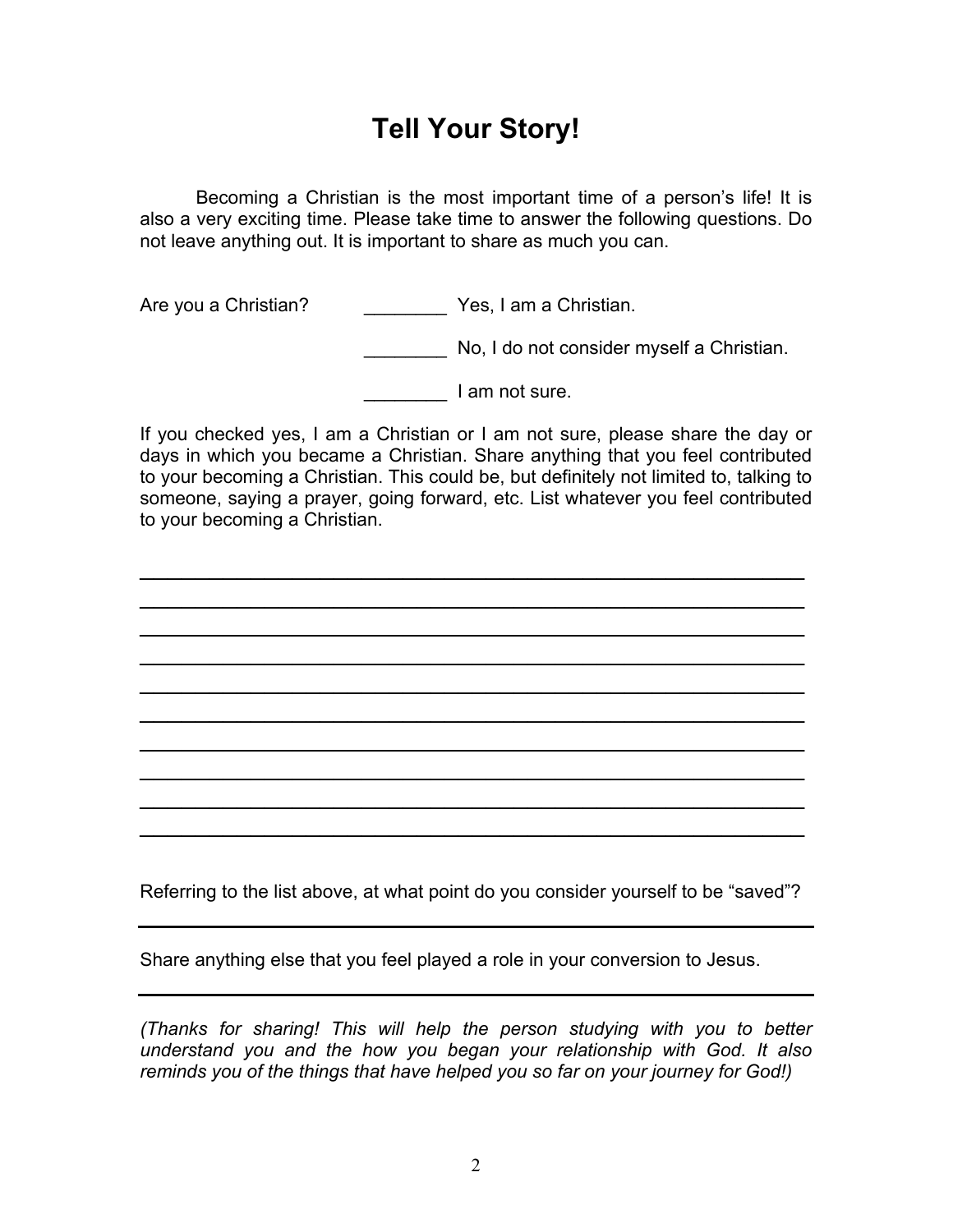# Tell Your Story!

Becoming a Christian is the most important time of a person's life! It is also a very exciting time. Please take time to answer the following questions. Do not leave anything out. It is important to share as much you can.

Are you a Christian? ________ Yes, I am a Christian.

________ No, I do not consider myself a Christian.

________ I am not sure.

If you checked yes, I am a Christian or I am not sure, please share the day or days in which you became a Christian. Share anything that you feel contributed to your becoming a Christian. This could be, but definitely not limited to, talking to someone, saying a prayer, going forward, etc. List whatever you feel contributed to your becoming a Christian.

______________________________________________________________

______________________________________________________________

______________________________________________________________

______________________________________________________________

______________________________________________________________

______________________________________________________________

______________________________________________________________

______________________________________________________________

______________________________________________________________

______________________________________________________________

Referring to the list above, at what point do you consider yourself to be "saved"?

______________________________________________________________

Share anything else that you feel played a role in your conversion to Jesus.

______________________________________________________________

*(Thanks for sharing! This will help the person studying with you to better understand you and the how you began your relationship with God. It also reminds you of the things that have helped you so far on your journey for God!)*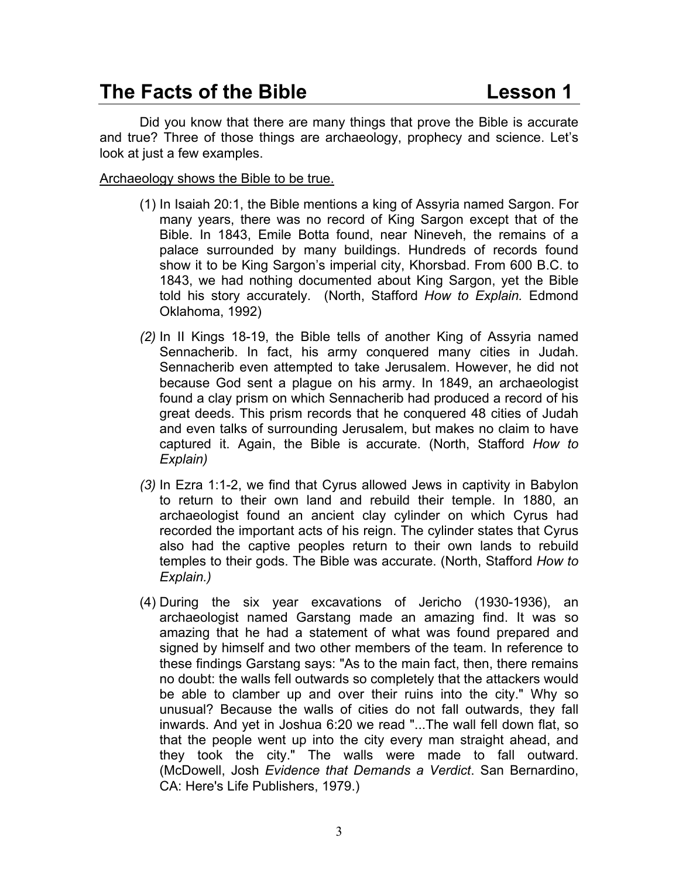# The Facts of the Bible Lesson 1

Did you know that there are many things that prove the Bible is accurate and true? Three of those things are archaeology, prophecy and science. Let's look at just a few examples.

Archaeology shows the Bible to be true.

(1) In Isaiah 20:1, the Bible mentions a king of Assyria named Sargon. For many years, there was no record of King Sargon except that of the Bible. In 1843, Emile Botta found, near Nineveh, the remains of a palace surrounded by many buildings. Hundreds of records found show it to be King Sargon's imperial city, Khorsbad. From 600 B.C. to 1843, we had nothing documented about King Sargon, yet the Bible told his story accurately. (North, Stafford *How to Explain.* Edmond Oklahoma, 1992)

*(2)* In II Kings 18-19, the Bible tells of another King of Assyria named Sennacherib. In fact, his army conquered many cities in Judah. Sennacherib even attempted to take Jerusalem. However, he did not because God sent a plague on his army. In 1849, an archaeologist found a clay prism on which Sennacherib had produced a record of his great deeds. This prism records that he conquered 48 cities of Judah and even talks of surrounding Jerusalem, but makes no claim to have captured it. Again, the Bible is accurate. (North, Stafford *How to Explain)*

*(3)* In Ezra 1:1-2, we find that Cyrus allowed Jews in captivity in Babylon to return to their own land and rebuild their temple. In 1880, an archaeologist found an ancient clay cylinder on which Cyrus had recorded the important acts of his reign. The cylinder states that Cyrus also had the captive peoples return to their own lands to rebuild temples to their gods. The Bible was accurate. (North, Stafford *How to Explain.)*

(4) During the six year excavations of Jericho (1930-1936), an archaeologist named Garstang made an amazing find. It was so amazing that he had a statement of what was found prepared and signed by himself and two other members of the team. In reference to these findings Garstang says: "As to the main fact, then, there remains no doubt: the walls fell outwards so completely that the attackers would be able to clamber up and over their ruins into the city." Why so unusual? Because the walls of cities do not fall outwards, they fall inwards. And yet in Joshua 6:20 we read "...The wall fell down flat, so that the people went up into the city every man straight ahead, and they took the city." The walls were made to fall outward. (McDowell, Josh *Evidence that Demands a Verdict*. San Bernardino, CA: Here's Life Publishers, 1979.)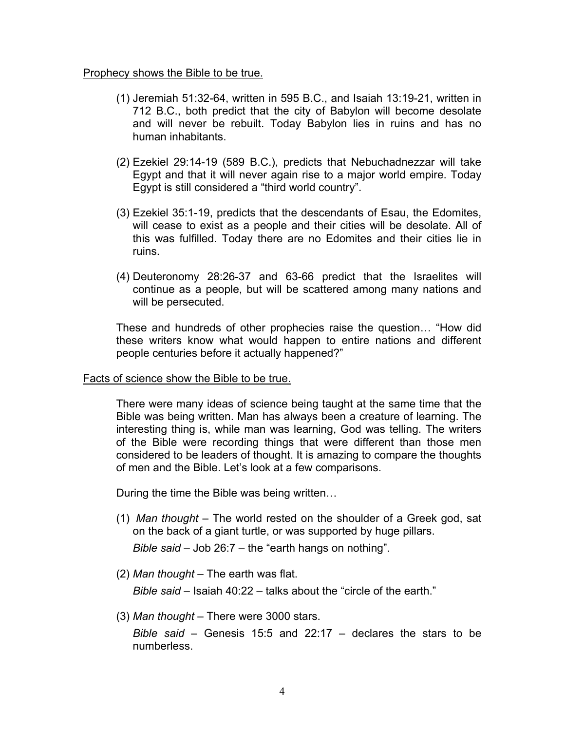<u>Prophecy shows the Bible to be true.</u>

(1) Jeremiah 51:32-64, written in 595 B.C., and Isaiah 13:19-21, written in 712 B.C., both predict that the city of Babylon will become desolate and will never be rebuilt. Today Babylon lies in ruins and has no human inhabitants.

(2) Ezekiel 29:14-19 (589 B.C.), predicts that Nebuchadnezzar will take Egypt and that it will never again rise to a major world empire. Today Egypt is still considered a "third world country".

(3) Ezekiel 35:1-19, predicts that the descendants of Esau, the Edomites, will cease to exist as a people and their cities will be desolate. All of this was fulfilled. Today there are no Edomites and their cities lie in ruins.

(4) Deuteronomy 28:26-37 and 63-66 predict that the Israelites will continue as a people, but will be scattered among many nations and will be persecuted.

These and hundreds of other prophecies raise the question… "How did these writers know what would happen to entire nations and different people centuries before it actually happened?"

<u>Facts of science show the Bible to be true.</u>

There were many ideas of science being taught at the same time that the Bible was being written. Man has always been a creature of learning. The interesting thing is, while man was learning, God was telling. The writers of the Bible were recording things that were different than those men considered to be leaders of thought. It is amazing to compare the thoughts of men and the Bible. Let's look at a few comparisons.

During the time the Bible was being written…

(1) *Man thought* – The world rested on the shoulder of a Greek god, sat on the back of a giant turtle, or was supported by huge pillars.

*Bible said* – Job 26:7 – the "earth hangs on nothing".

(2) *Man thought* – The earth was flat.

*Bible said* – Isaiah 40:22 – talks about the "circle of the earth."

(3) *Man thought* – There were 3000 stars.

*Bible said* – Genesis 15:5 and 22:17 – declares the stars to be numberless.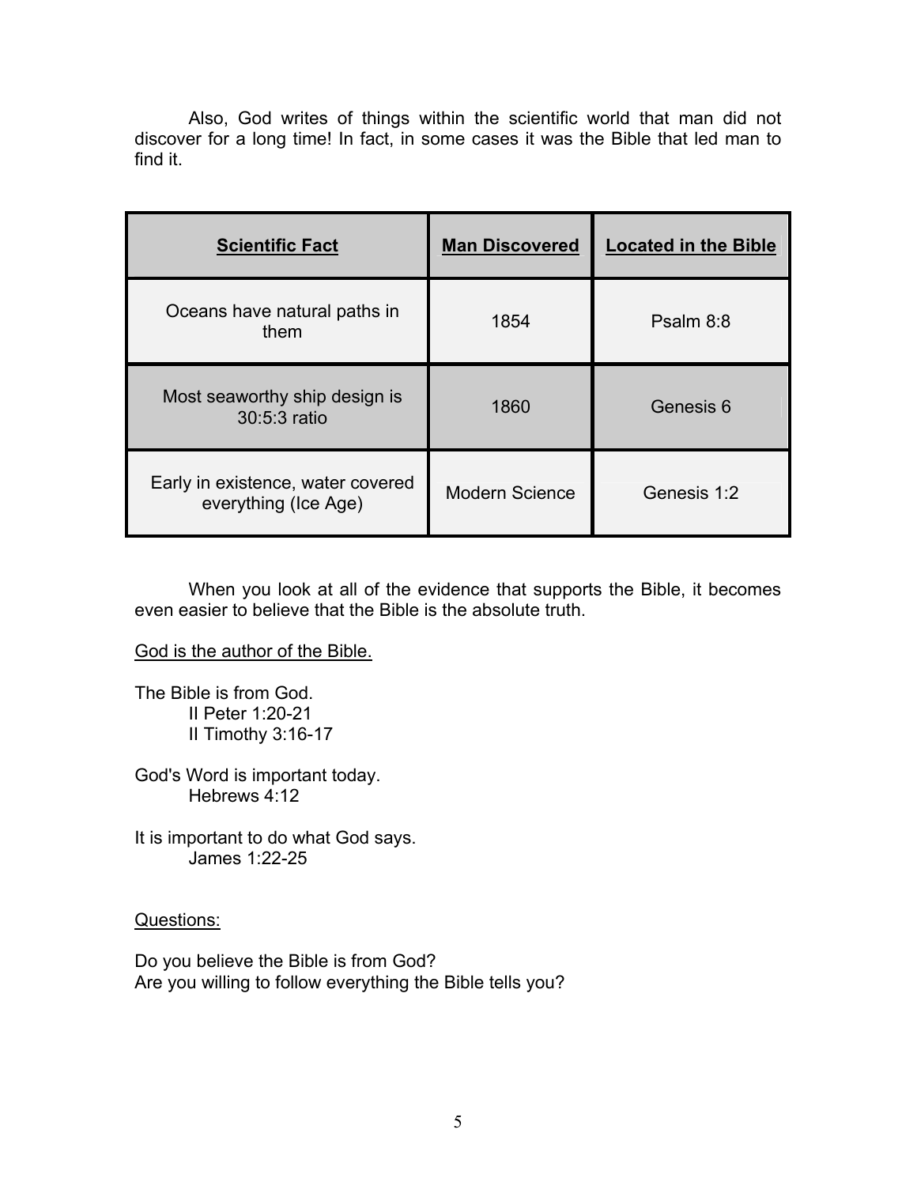Also, God writes of things within the scientific world that man did not discover for a long time! In fact, in some cases it was the Bible that led man to find it.

| **Scientific Fact** | **Man Discovered** | **Located in the Bible** |
| --- | --- | --- |
| Oceans have natural paths in them | 1854 | Psalm 8:8 |
| Most seaworthy ship design is 30:5:3 ratio | 1860 | Genesis 6 |
| Early in existence, water covered everything (Ice Age) | Modern Science | Genesis 1:2 |

When you look at all of the evidence that supports the Bible, it becomes even easier to believe that the Bible is the absolute truth.

God is the author of the Bible.

The Bible is from God.
 II Peter 1:20-21
 II Timothy 3:16-17

God's Word is important today.
 Hebrews 4:12

It is important to do what God says.
 James 1:22-25

Questions:

Do you believe the Bible is from God?
Are you willing to follow everything the Bible tells you?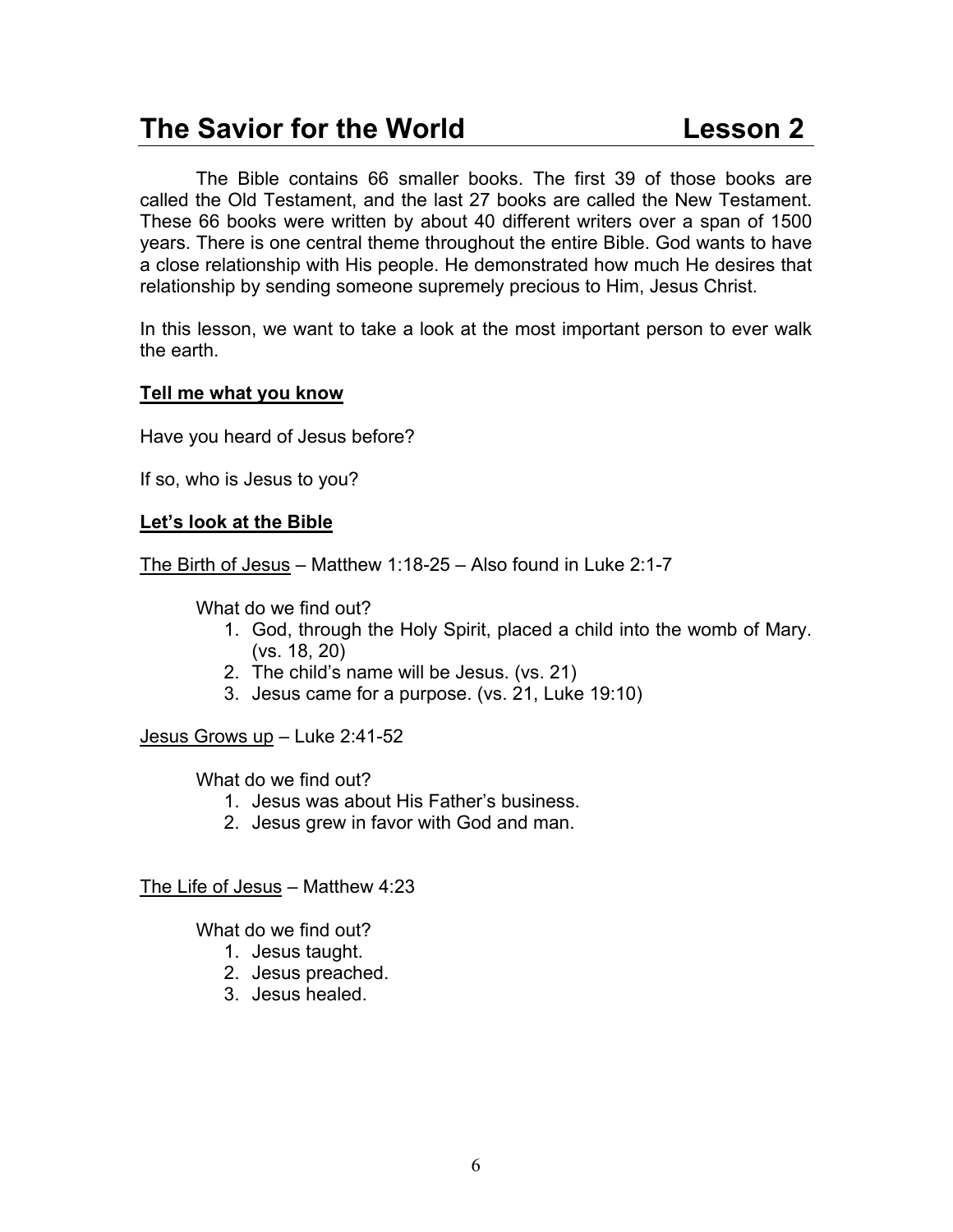# The Savior for the World Lesson 2

The Bible contains 66 smaller books. The first 39 of those books are called the Old Testament, and the last 27 books are called the New Testament. These 66 books were written by about 40 different writers over a span of 1500 years. There is one central theme throughout the entire Bible. God wants to have a close relationship with His people. He demonstrated how much He desires that relationship by sending someone supremely precious to Him, Jesus Christ.

In this lesson, we want to take a look at the most important person to ever walk the earth.

**<u>Tell me what you know</u>**

Have you heard of Jesus before?

If so, who is Jesus to you?

**<u>Let's look at the Bible</u>**

<u>The Birth of Jesus</u> – Matthew 1:18-25 – Also found in Luke 2:1-7

What do we find out?

1. God, through the Holy Spirit, placed a child into the womb of Mary. (vs. 18, 20)
2. The child's name will be Jesus. (vs. 21)
3. Jesus came for a purpose. (vs. 21, Luke 19:10)

<u>Jesus Grows up</u> – Luke 2:41-52

What do we find out?

1. Jesus was about His Father's business.
2. Jesus grew in favor with God and man.

<u>The Life of Jesus</u> – Matthew 4:23

What do we find out?

1. Jesus taught.
2. Jesus preached.
3. Jesus healed.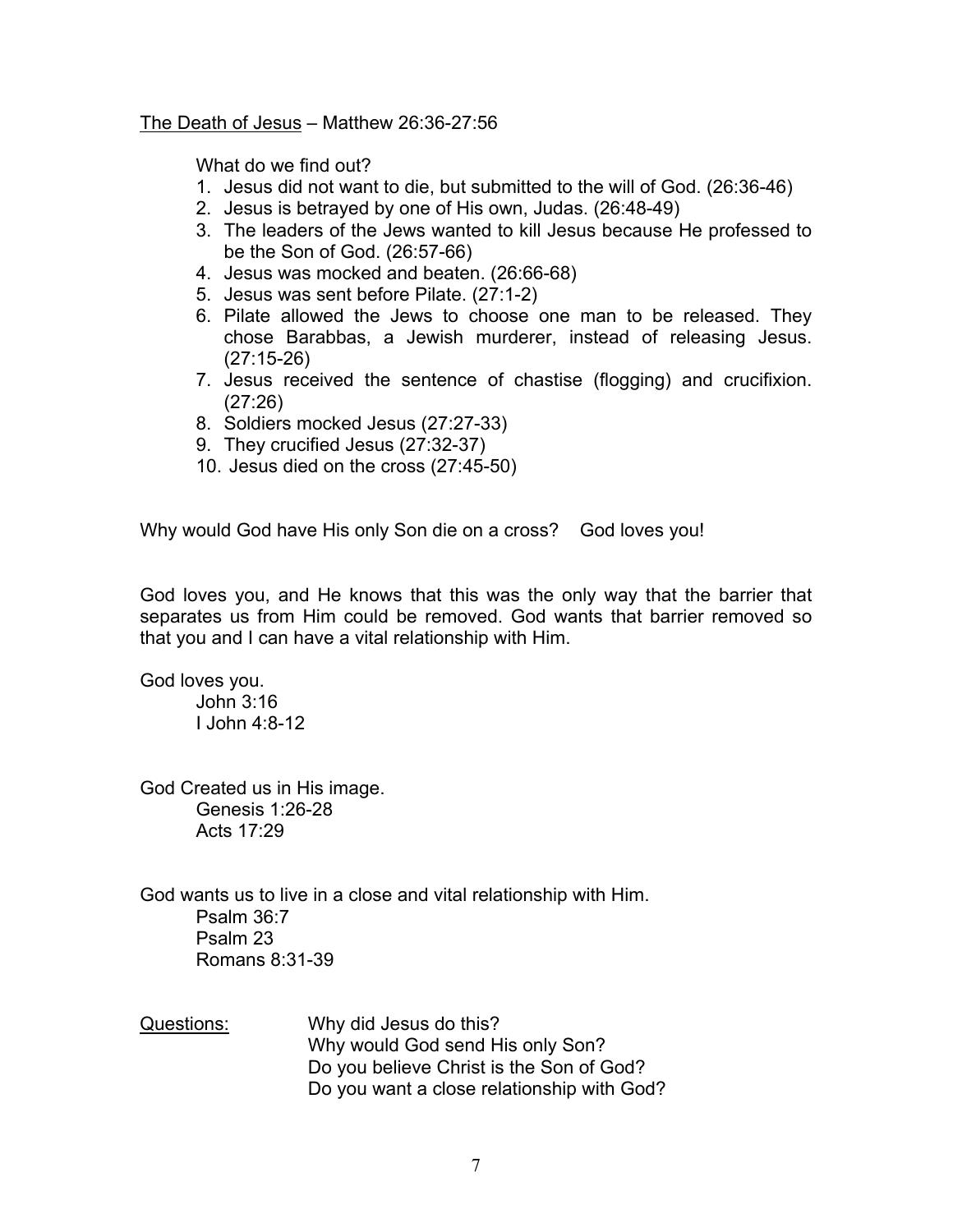<u>The Death of Jesus</u> – Matthew 26:36-27:56

What do we find out?

1. Jesus did not want to die, but submitted to the will of God. (26:36-46)
2. Jesus is betrayed by one of His own, Judas. (26:48-49)
3. The leaders of the Jews wanted to kill Jesus because He professed to be the Son of God. (26:57-66)
4. Jesus was mocked and beaten. (26:66-68)
5. Jesus was sent before Pilate. (27:1-2)
6. Pilate allowed the Jews to choose one man to be released. They chose Barabbas, a Jewish murderer, instead of releasing Jesus. (27:15-26)
7. Jesus received the sentence of chastise (flogging) and crucifixion. (27:26)
8. Soldiers mocked Jesus (27:27-33)
9. They crucified Jesus (27:32-37)
10. Jesus died on the cross (27:45-50)

Why would God have His only Son die on a cross? God loves you!

God loves you, and He knows that this was the only way that the barrier that separates us from Him could be removed. God wants that barrier removed so that you and I can have a vital relationship with Him.

God loves you.
- John 3:16
- I John 4:8-12

God Created us in His image.
- Genesis 1:26-28
- Acts 17:29

God wants us to live in a close and vital relationship with Him.
- Psalm 36:7
- Psalm 23
- Romans 8:31-39

<u>Questions:</u>
- Why did Jesus do this?
- Why would God send His only Son?
- Do you believe Christ is the Son of God?
- Do you want a close relationship with God?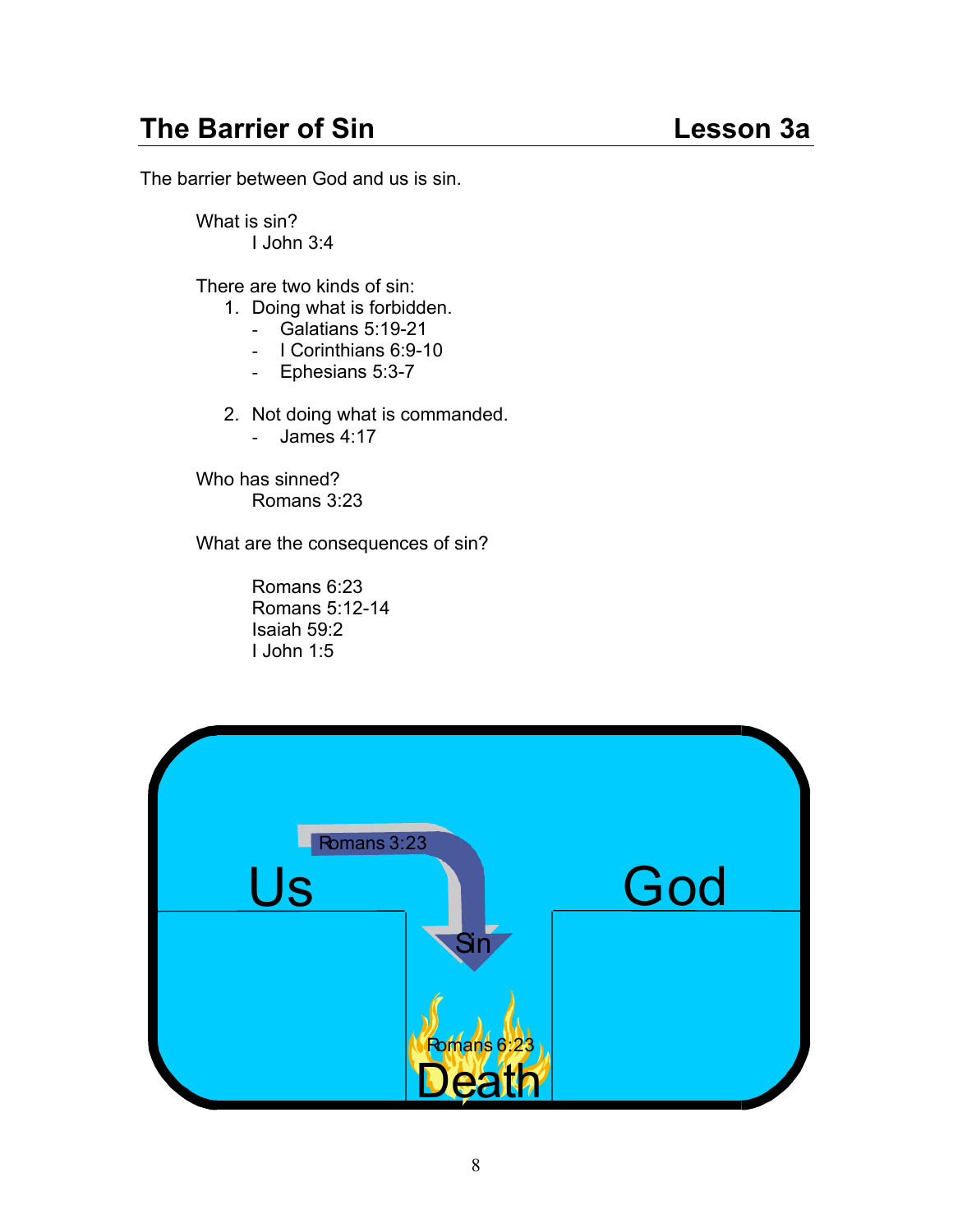## The Barrier of Sin — Lesson 3a

The barrier between God and us is sin.

What is sin?
- I John 3:4

There are two kinds of sin:

1. Doing what is forbidden.
   - Galatians 5:19-21
   - I Corinthians 6:9-10
   - Ephesians 5:3-7

2. Not doing what is commanded.
   - James 4:17

Who has sinned?
- Romans 3:23

What are the consequences of sin?

- Romans 6:23
- Romans 5:12-14
- Isaiah 59:2
- I John 1:5

Us | Romans 3:23 | Sin | God

Romans 6:23 | Death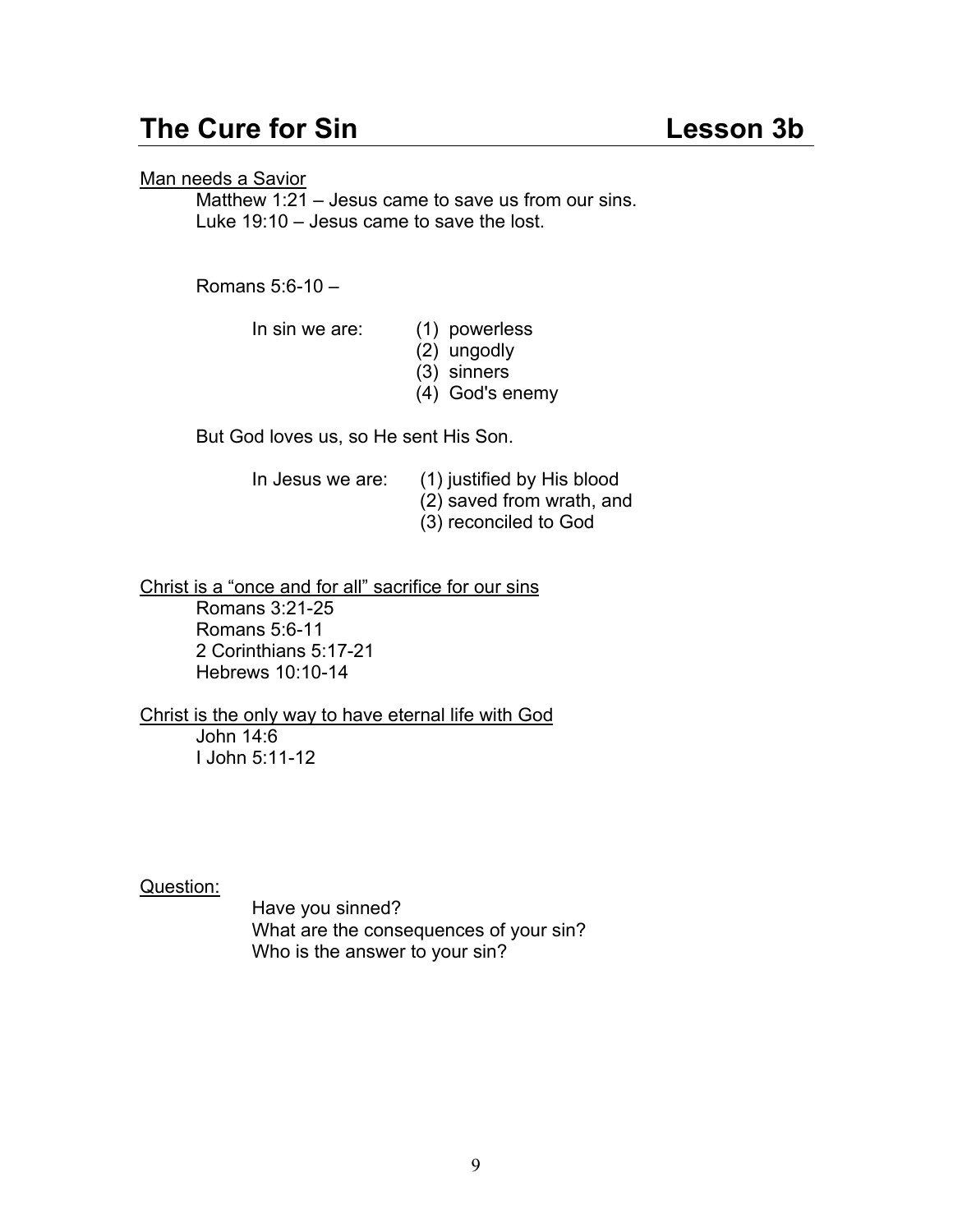# The Cure for Sin — Lesson 3b

Man needs a Savior

Matthew 1:21 – Jesus came to save us from our sins.
Luke 19:10 – Jesus came to save the lost.

Romans 5:6-10 –

In sin we are:
(1) powerless
(2) ungodly
(3) sinners
(4) God's enemy

But God loves us, so He sent His Son.

In Jesus we are:
(1) justified by His blood
(2) saved from wrath, and
(3) reconciled to God

Christ is a "once and for all" sacrifice for our sins

Romans 3:21-25
Romans 5:6-11
2 Corinthians 5:17-21
Hebrews 10:10-14

Christ is the only way to have eternal life with God

John 14:6
I John 5:11-12

Question:

Have you sinned?
What are the consequences of your sin?
Who is the answer to your sin?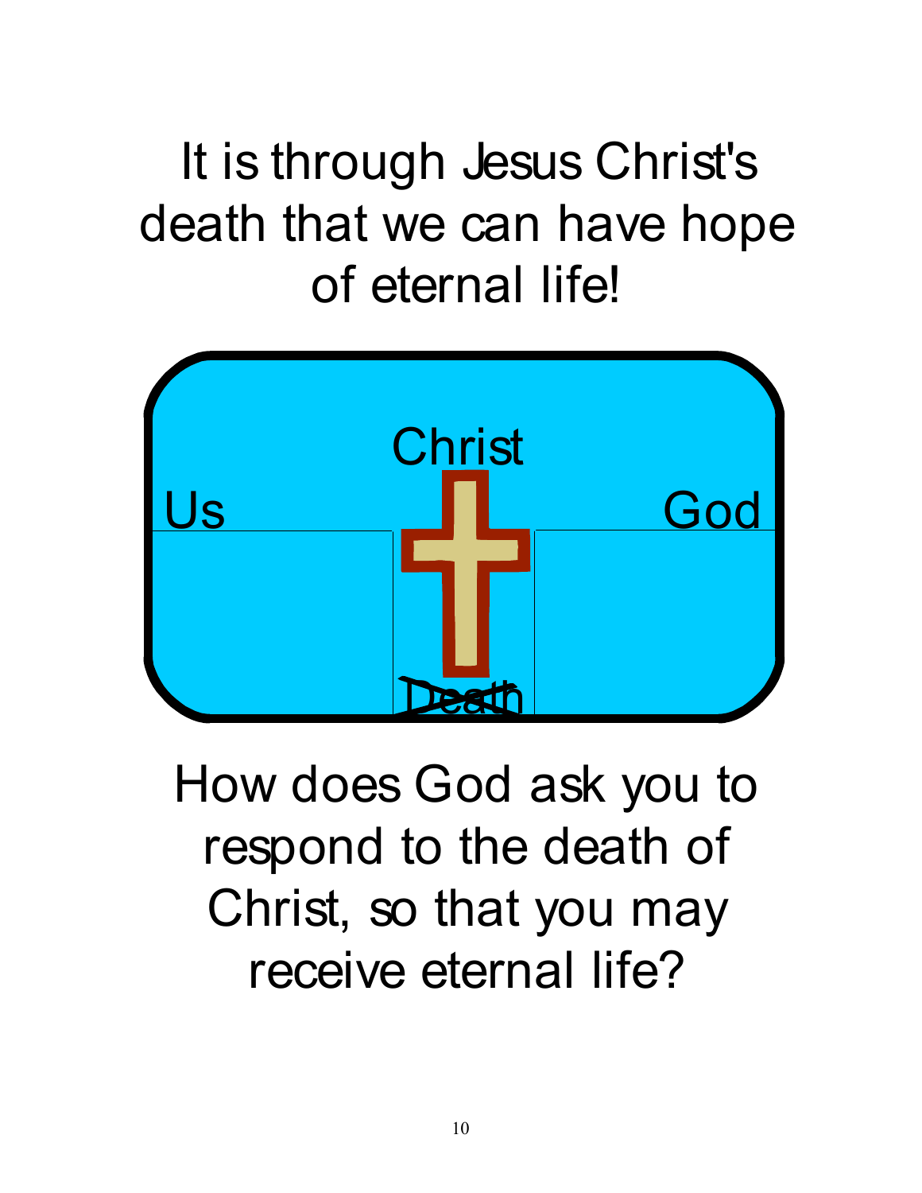It is through Jesus Christ's death that we can have hope of eternal life!

Christ

Us

God

~~Death~~

How does God ask you to respond to the death of Christ, so that you may receive eternal life?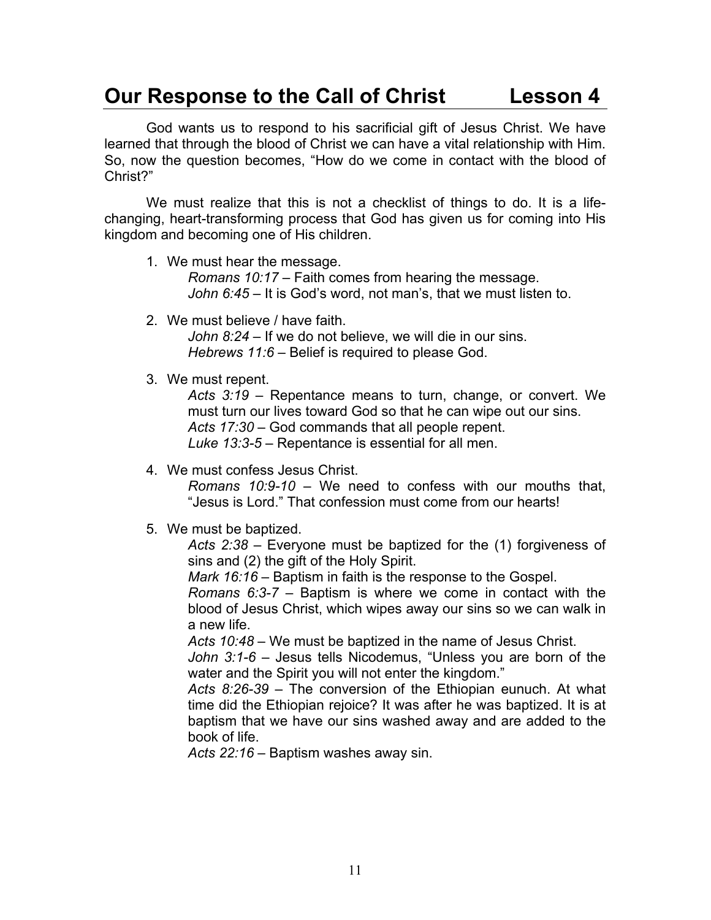# Our Response to the Call of Christ Lesson 4

God wants us to respond to his sacrificial gift of Jesus Christ. We have learned that through the blood of Christ we can have a vital relationship with Him. So, now the question becomes, "How do we come in contact with the blood of Christ?"

We must realize that this is not a checklist of things to do. It is a life-changing, heart-transforming process that God has given us for coming into His kingdom and becoming one of His children.

1. We must hear the message.
   *Romans 10:17* – Faith comes from hearing the message.
   *John 6:45* – It is God's word, not man's, that we must listen to.

2. We must believe / have faith.
   *John 8:24* – If we do not believe, we will die in our sins.
   *Hebrews 11:6* – Belief is required to please God.

3. We must repent.
   *Acts 3:19* – Repentance means to turn, change, or convert. We must turn our lives toward God so that he can wipe out our sins.
   *Acts 17:30* – God commands that all people repent.
   *Luke 13:3-5* – Repentance is essential for all men.

4. We must confess Jesus Christ.
   *Romans 10:9-10* – We need to confess with our mouths that, "Jesus is Lord." That confession must come from our hearts!

5. We must be baptized.
   *Acts 2:38* – Everyone must be baptized for the (1) forgiveness of sins and (2) the gift of the Holy Spirit.
   *Mark 16:16* – Baptism in faith is the response to the Gospel.
   *Romans 6:3-7* – Baptism is where we come in contact with the blood of Jesus Christ, which wipes away our sins so we can walk in a new life.
   *Acts 10:48* – We must be baptized in the name of Jesus Christ.
   *John 3:1-6* – Jesus tells Nicodemus, "Unless you are born of the water and the Spirit you will not enter the kingdom."
   *Acts 8:26-39* – The conversion of the Ethiopian eunuch. At what time did the Ethiopian rejoice? It was after he was baptized. It is at baptism that we have our sins washed away and are added to the book of life.
   *Acts 22:16* – Baptism washes away sin.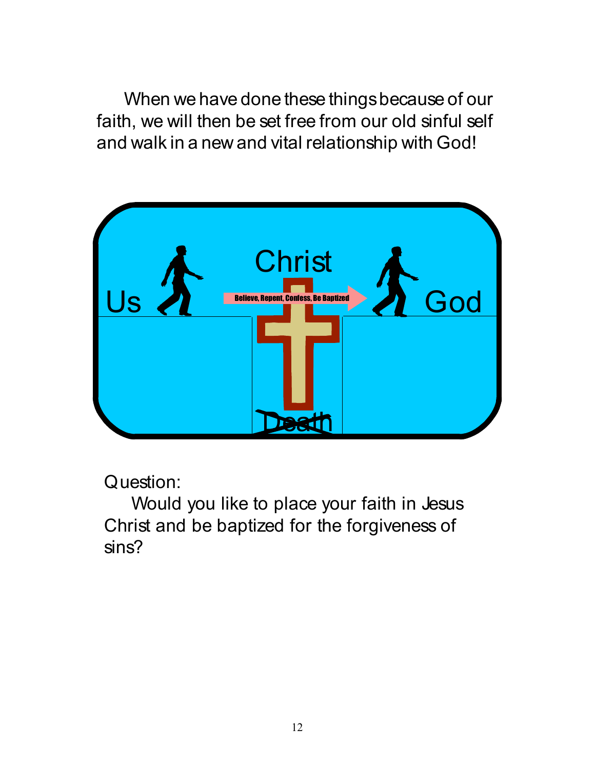When we have done these things because of our faith, we will then be set free from our old sinful self and walk in a new and vital relationship with God!

Us — Christ — God

Believe, Repent, Confess, Be Baptized

~~Death~~

Question:

Would you like to place your faith in Jesus Christ and be baptized for the forgiveness of sins?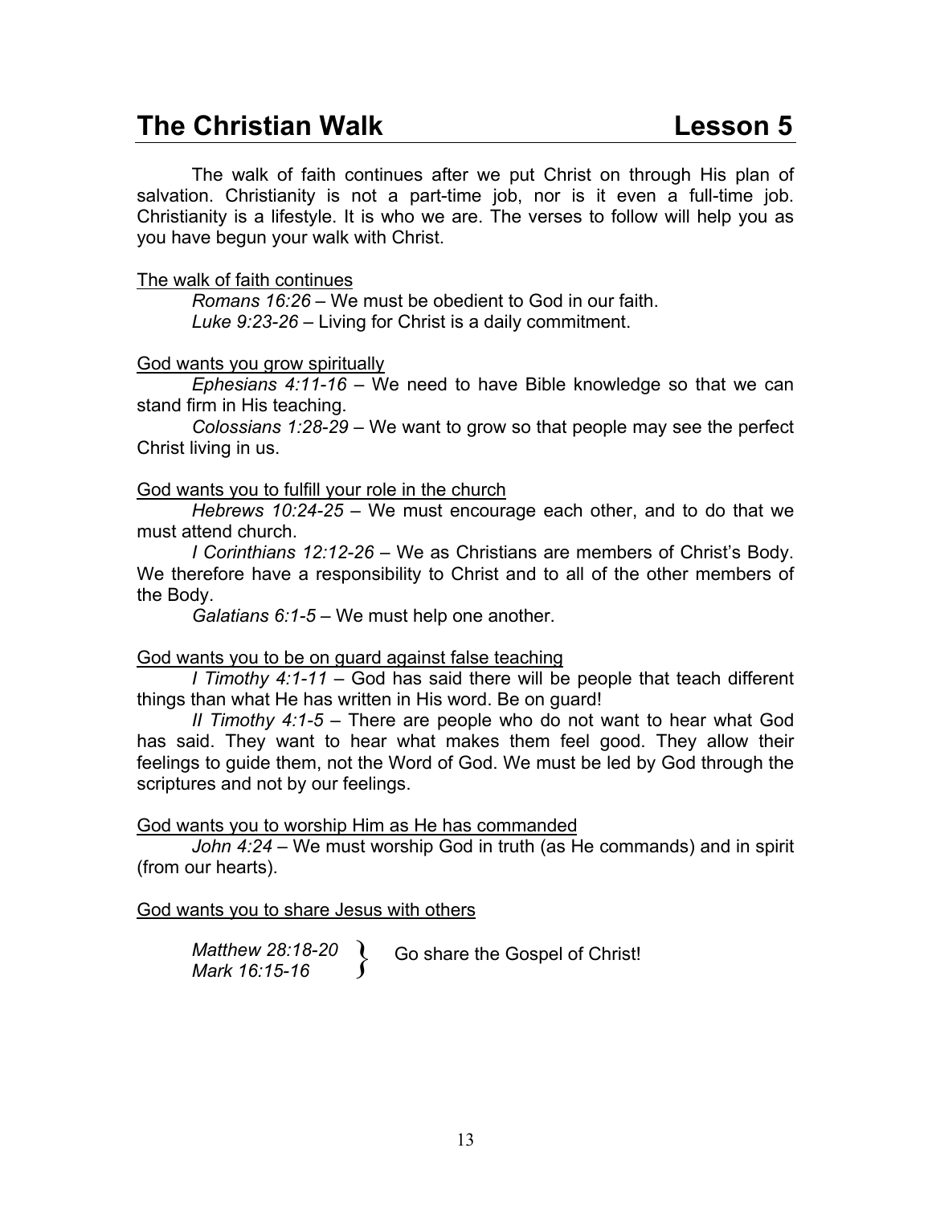# The Christian Walk — Lesson 5

The walk of faith continues after we put Christ on through His plan of salvation. Christianity is not a part-time job, nor is it even a full-time job. Christianity is a lifestyle. It is who we are. The verses to follow will help you as you have begun your walk with Christ.

<u>The walk of faith continues</u>

*Romans 16:26* – We must be obedient to God in our faith.
*Luke 9:23-26* – Living for Christ is a daily commitment.

<u>God wants you grow spiritually</u>

*Ephesians 4:11-16* – We need to have Bible knowledge so that we can stand firm in His teaching.

*Colossians 1:28-29* – We want to grow so that people may see the perfect Christ living in us.

<u>God wants you to fulfill your role in the church</u>

*Hebrews 10:24-25* – We must encourage each other, and to do that we must attend church.

*I Corinthians 12:12-26* – We as Christians are members of Christ's Body. We therefore have a responsibility to Christ and to all of the other members of the Body.

*Galatians 6:1-5* – We must help one another.

<u>God wants you to be on guard against false teaching</u>

*I Timothy 4:1-11* – God has said there will be people that teach different things than what He has written in His word. Be on guard!

*II Timothy 4:1-5* – There are people who do not want to hear what God has said. They want to hear what makes them feel good. They allow their feelings to guide them, not the Word of God. We must be led by God through the scriptures and not by our feelings.

<u>God wants you to worship Him as He has commanded</u>

*John 4:24* – We must worship God in truth (as He commands) and in spirit (from our hearts).

<u>God wants you to share Jesus with others</u>

*Matthew 28:18-20*
*Mark 16:15-16*
} Go share the Gospel of Christ!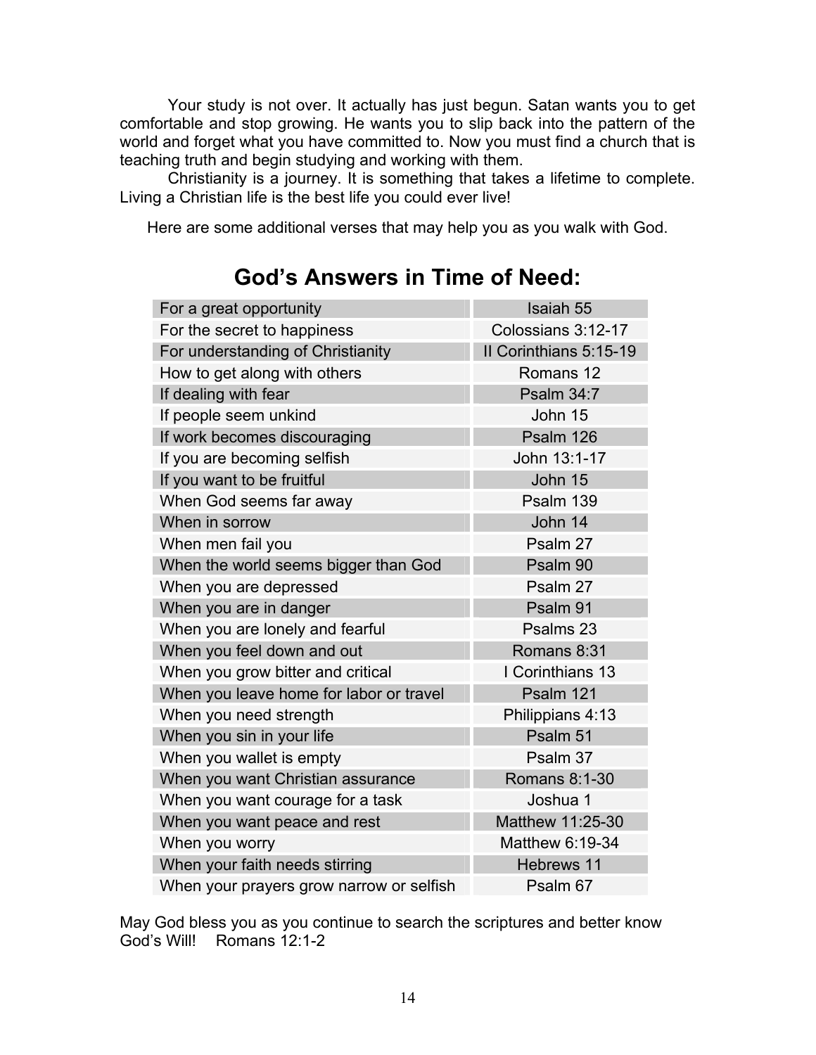Your study is not over. It actually has just begun. Satan wants you to get comfortable and stop growing. He wants you to slip back into the pattern of the world and forget what you have committed to. Now you must find a church that is teaching truth and begin studying and working with them.

Christianity is a journey. It is something that takes a lifetime to complete. Living a Christian life is the best life you could ever live!

Here are some additional verses that may help you as you walk with God.

## God's Answers in Time of Need:

| | |
|---|---|
| For a great opportunity | Isaiah 55 |
| For the secret to happiness | Colossians 3:12-17 |
| For understanding of Christianity | II Corinthians 5:15-19 |
| How to get along with others | Romans 12 |
| If dealing with fear | Psalm 34:7 |
| If people seem unkind | John 15 |
| If work becomes discouraging | Psalm 126 |
| If you are becoming selfish | John 13:1-17 |
| If you want to be fruitful | John 15 |
| When God seems far away | Psalm 139 |
| When in sorrow | John 14 |
| When men fail you | Psalm 27 |
| When the world seems bigger than God | Psalm 90 |
| When you are depressed | Psalm 27 |
| When you are in danger | Psalm 91 |
| When you are lonely and fearful | Psalms 23 |
| When you feel down and out | Romans 8:31 |
| When you grow bitter and critical | I Corinthians 13 |
| When you leave home for labor or travel | Psalm 121 |
| When you need strength | Philippians 4:13 |
| When you sin in your life | Psalm 51 |
| When you wallet is empty | Psalm 37 |
| When you want Christian assurance | Romans 8:1-30 |
| When you want courage for a task | Joshua 1 |
| When you want peace and rest | Matthew 11:25-30 |
| When you worry | Matthew 6:19-34 |
| When your faith needs stirring | Hebrews 11 |
| When your prayers grow narrow or selfish | Psalm 67 |

May God bless you as you continue to search the scriptures and better know God's Will! Romans 12:1-2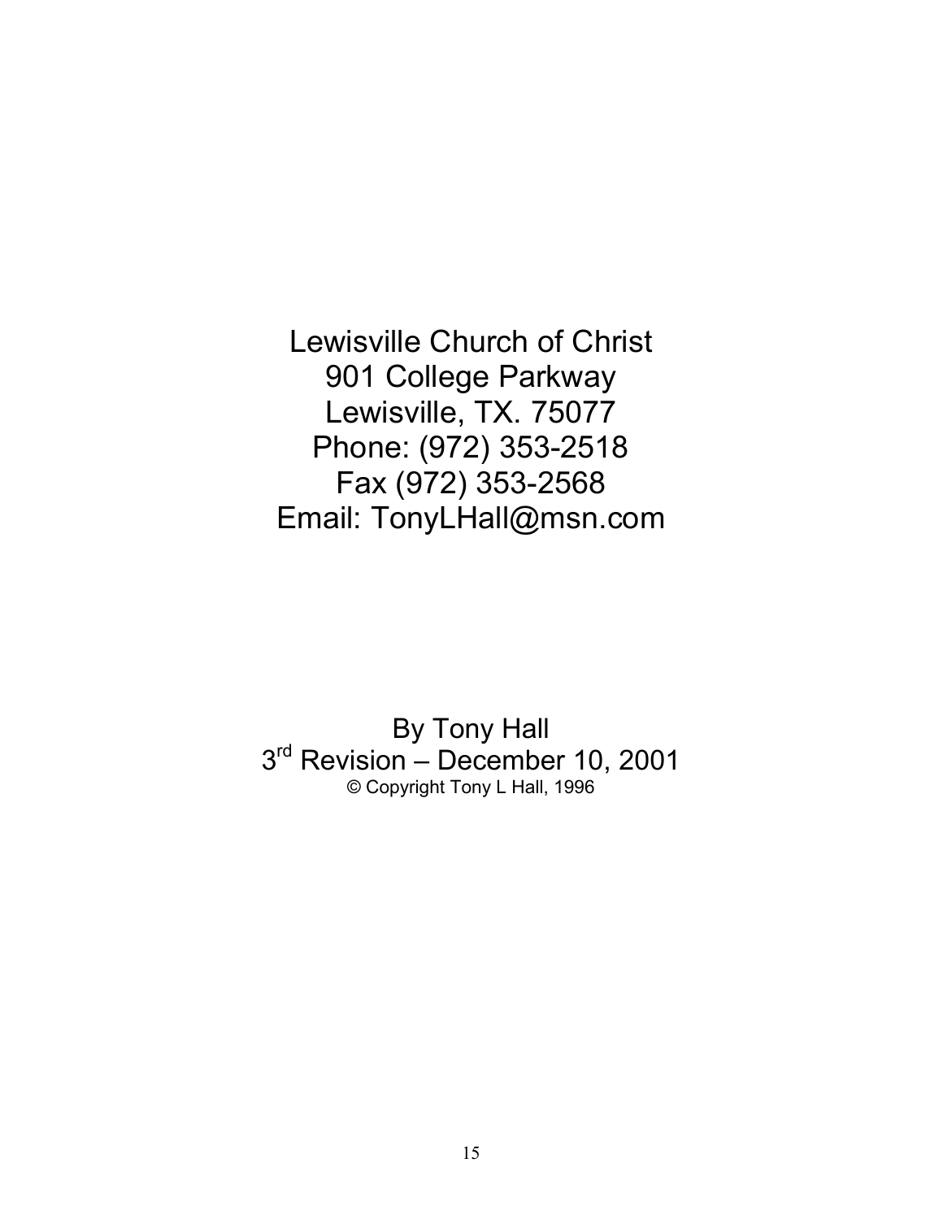Lewisville Church of Christ
901 College Parkway
Lewisville, TX. 75077
Phone: (972) 353-2518
Fax (972) 353-2568
Email: TonyLHall@msn.com

By Tony Hall
3rd Revision – December 10, 2001
© Copyright Tony L Hall, 1996